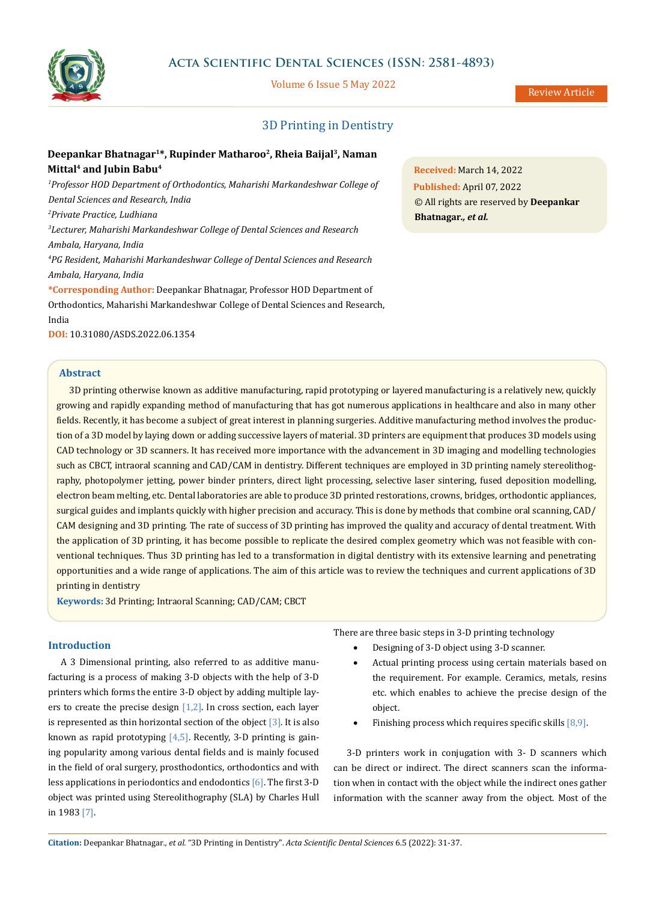# 3D Printing in Dentistry

**Deepankar Bhatnagar[1]*, Rupinder Matharoo[2], Rheia Baijal[3], Naman Mittal[4] and Jubin Babu[4]**

[1]*Professor HOD Department of Orthodontics, Maharishi Markandeshwar College of Dental Sciences and Research, India*

[2]*Private Practice, Ludhiana*

[3]*Lecturer, Maharishi Markandeshwar College of Dental Sciences and Research Ambala, Haryana, India*

[4]*PG Resident, Maharishi Markandeshwar College of Dental Sciences and Research Ambala, Haryana, India*

***Corresponding Author:** Deepankar Bhatnagar, Professor HOD Department of Orthodontics, Maharishi Markandeshwar College of Dental Sciences and Research, India

**DOI:** 10.31080/ASDS.2022.06.1354

**Received:** March 14, 2022

**Published:** April 07, 2022

© All rights are reserved by **Deepankar Bhatnagar.*, et al.***

## Abstract

3D printing otherwise known as additive manufacturing, rapid prototyping or layered manufacturing is a relatively new, quickly growing and rapidly expanding method of manufacturing that has got numerous applications in healthcare and also in many other fields. Recently, it has become a subject of great interest in planning surgeries. Additive manufacturing method involves the production of a 3D model by laying down or adding successive layers of material. 3D printers are equipment that produces 3D models using CAD technology or 3D scanners. It has received more importance with the advancement in 3D imaging and modelling technologies such as CBCT, intraoral scanning and CAD/CAM in dentistry. Different techniques are employed in 3D printing namely stereolithography, photopolymer jetting, power binder printers, direct light processing, selective laser sintering, fused deposition modelling, electron beam melting, etc. Dental laboratories are able to produce 3D printed restorations, crowns, bridges, orthodontic appliances, surgical guides and implants quickly with higher precision and accuracy. This is done by methods that combine oral scanning, CAD/CAM designing and 3D printing. The rate of success of 3D printing has improved the quality and accuracy of dental treatment. With the application of 3D printing, it has become possible to replicate the desired complex geometry which was not feasible with conventional techniques. Thus 3D printing has led to a transformation in digital dentistry with its extensive learning and penetrating opportunities and a wide range of applications. The aim of this article was to review the techniques and current applications of 3D printing in dentistry

**Keywords:** 3d Printing; Intraoral Scanning; CAD/CAM; CBCT

## Introduction

A 3 Dimensional printing, also referred to as additive manufacturing is a process of making 3-D objects with the help of 3-D printers which forms the entire 3-D object by adding multiple layers to create the precise design [1,2]. In cross section, each layer is represented as thin horizontal section of the object [3]. It is also known as rapid prototyping [4,5]. Recently, 3-D printing is gaining popularity among various dental fields and is mainly focused in the field of oral surgery, prosthodontics, orthodontics and with less applications in periodontics and endodontics [6]. The first 3-D object was printed using Stereolithography (SLA) by Charles Hull in 1983 [7].

There are three basic steps in 3-D printing technology

- Designing of 3-D object using 3-D scanner.
- Actual printing process using certain materials based on the requirement. For example. Ceramics, metals, resins etc. which enables to achieve the precise design of the object.
- Finishing process which requires specific skills [8,9].

3-D printers work in conjugation with 3- D scanners which can be direct or indirect. The direct scanners scan the information when in contact with the object while the indirect ones gather information with the scanner away from the object. Most of the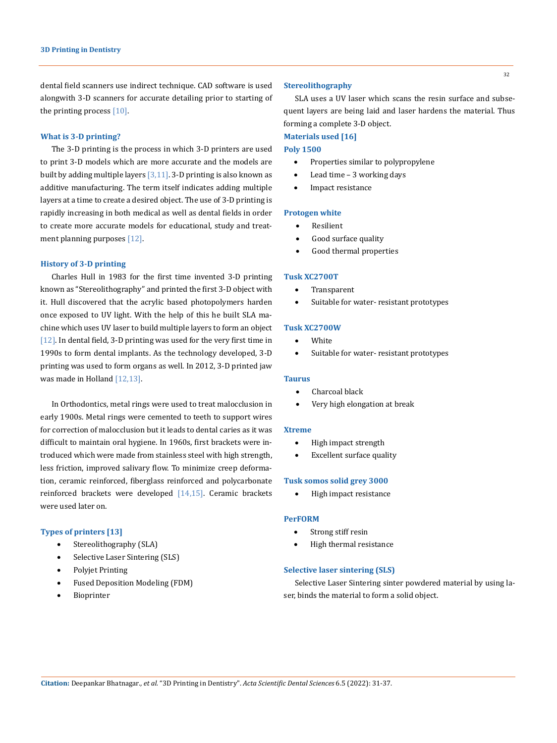dental field scanners use indirect technique. CAD software is used alongwith 3-D scanners for accurate detailing prior to starting of the printing process [10].

## What is 3-D printing?

The 3-D printing is the process in which 3-D printers are used to print 3-D models which are more accurate and the models are built by adding multiple layers [3,11]. 3-D printing is also known as additive manufacturing. The term itself indicates adding multiple layers at a time to create a desired object. The use of 3-D printing is rapidly increasing in both medical as well as dental fields in order to create more accurate models for educational, study and treatment planning purposes [12].

## History of 3-D printing

Charles Hull in 1983 for the first time invented 3-D printing known as "Stereolithography" and printed the first 3-D object with it. Hull discovered that the acrylic based photopolymers harden once exposed to UV light. With the help of this he built SLA machine which uses UV laser to build multiple layers to form an object [12]. In dental field, 3-D printing was used for the very first time in 1990s to form dental implants. As the technology developed, 3-D printing was used to form organs as well. In 2012, 3-D printed jaw was made in Holland [12,13].

In Orthodontics, metal rings were used to treat malocclusion in early 1900s. Metal rings were cemented to teeth to support wires for correction of malocclusion but it leads to dental caries as it was difficult to maintain oral hygiene. In 1960s, first brackets were introduced which were made from stainless steel with high strength, less friction, improved salivary flow. To minimize creep deformation, ceramic reinforced, fiberglass reinforced and polycarbonate reinforced brackets were developed [14,15]. Ceramic brackets were used later on.

## Types of printers [13]

- Stereolithography (SLA)
- Selective Laser Sintering (SLS)
- Polyjet Printing
- Fused Deposition Modeling (FDM)
- Bioprinter

## Stereolithography

SLA uses a UV laser which scans the resin surface and subsequent layers are being laid and laser hardens the material. Thus forming a complete 3-D object.

## Materials used [16]

### Poly 1500

- Properties similar to polypropylene
- Lead time – 3 working days
- Impact resistance

### Protogen white

- Resilient
- Good surface quality
- Good thermal properties

### Tusk XC2700T

- Transparent
- Suitable for water- resistant prototypes

### Tusk XC2700W

- White
- Suitable for water- resistant prototypes

### Taurus

- Charcoal black
- Very high elongation at break

### Xtreme

- High impact strength
- Excellent surface quality

### Tusk somos solid grey 3000

- High impact resistance

### PerFORM

- Strong stiff resin
- High thermal resistance

## Selective laser sintering (SLS)

Selective Laser Sintering sinter powdered material by using laser, binds the material to form a solid object.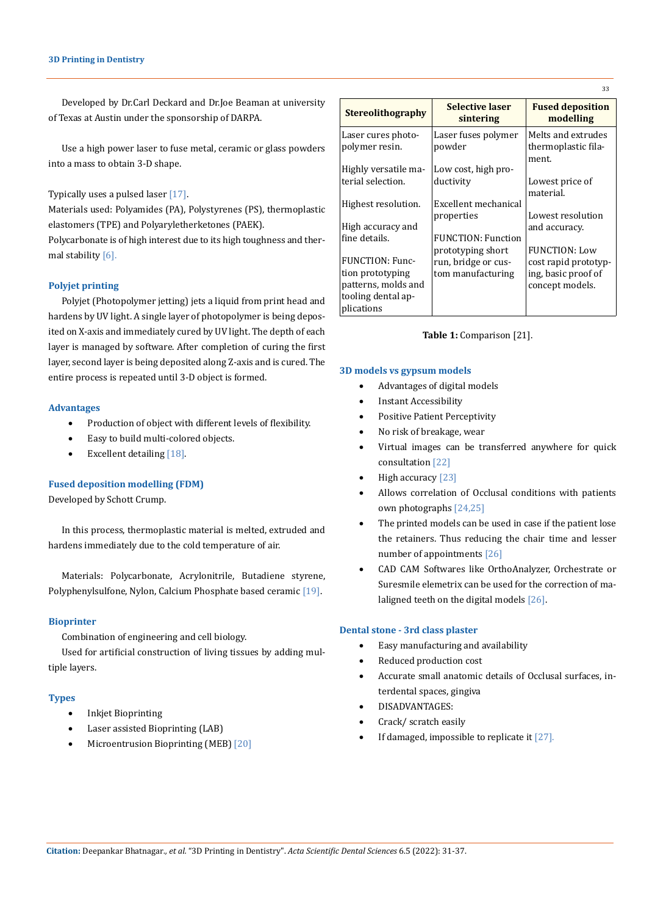Developed by Dr.Carl Deckard and Dr.Joe Beaman at university of Texas at Austin under the sponsorship of DARPA.

Use a high power laser to fuse metal, ceramic or glass powders into a mass to obtain 3-D shape.

Typically uses a pulsed laser [17].

Materials used: Polyamides (PA), Polystyrenes (PS), thermoplastic elastomers (TPE) and Polyaryletherketones (PAEK).

Polycarbonate is of high interest due to its high toughness and thermal stability [6].

### Polyjet printing

Polyjet (Photopolymer jetting) jets a liquid from print head and hardens by UV light. A single layer of photopolymer is being deposited on X-axis and immediately cured by UV light. The depth of each layer is managed by software. After completion of curing the first layer, second layer is being deposited along Z-axis and is cured. The entire process is repeated until 3-D object is formed.

### Advantages

- Production of object with different levels of flexibility.
- Easy to build multi-colored objects.
- Excellent detailing [18].

### Fused deposition modelling (FDM)

Developed by Schott Crump.

In this process, thermoplastic material is melted, extruded and hardens immediately due to the cold temperature of air.

Materials: Polycarbonate, Acrylonitrile, Butadiene styrene, Polyphenylsulfone, Nylon, Calcium Phosphate based ceramic [19].

### Bioprinter

Combination of engineering and cell biology.

Used for artificial construction of living tissues by adding multiple layers.

### Types

- Inkjet Bioprinting
- Laser assisted Bioprinting (LAB)
- Microentrusion Bioprinting (MEB) [20]

| Stereolithography | Selective laser sintering | Fused deposition modelling |
|---|---|---|
| Laser cures photo-polymer resin.<br><br>Highly versatile material selection.<br><br>Highest resolution.<br><br>High accuracy and fine details.<br><br>FUNCTION: Function prototyping patterns, molds and tooling dental applications | Laser fuses polymer powder<br><br>Low cost, high productivity<br><br>Excellent mechanical properties<br><br>FUNCTION: Function prototyping short run, bridge or custom manufacturing | Melts and extrudes thermoplastic filament.<br><br>Lowest price of material.<br><br>Lowest resolution and accuracy.<br><br>FUNCTION: Low cost rapid prototyping, basic proof of concept models. |

**Table 1:** Comparison [21].

### 3D models vs gypsum models

- Advantages of digital models
- Instant Accessibility
- Positive Patient Perceptivity
- No risk of breakage, wear
- Virtual images can be transferred anywhere for quick consultation [22]
- High accuracy [23]
- Allows correlation of Occlusal conditions with patients own photographs [24,25]
- The printed models can be used in case if the patient lose the retainers. Thus reducing the chair time and lesser number of appointments [26]
- CAD CAM Softwares like OrthoAnalyzer, Orchestrate or Suresmile elemetrix can be used for the correction of maligned teeth on the digital models [26].

### Dental stone - 3rd class plaster

- Easy manufacturing and availability
- Reduced production cost
- Accurate small anatomic details of Occlusal surfaces, interdental spaces, gingiva
- DISADVANTAGES:
- Crack/ scratch easily
- If damaged, impossible to replicate it [27].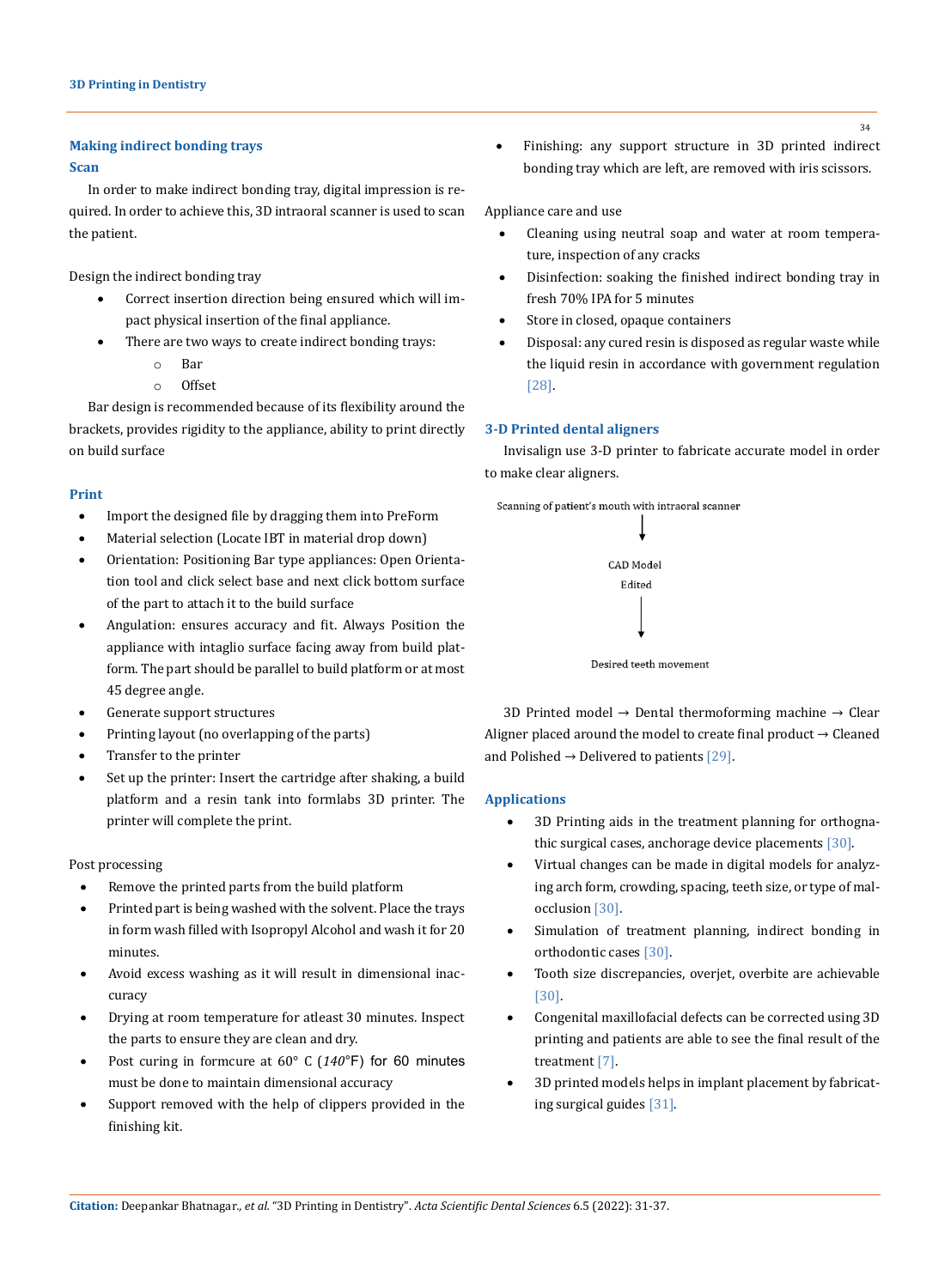### Making indirect bonding trays

#### Scan

In order to make indirect bonding tray, digital impression is required. In order to achieve this, 3D intraoral scanner is used to scan the patient.

Design the indirect bonding tray

- Correct insertion direction being ensured which will impact physical insertion of the final appliance.
- There are two ways to create indirect bonding trays:
    - Bar
    - Offset

Bar design is recommended because of its flexibility around the brackets, provides rigidity to the appliance, ability to print directly on build surface

#### Print

- Import the designed file by dragging them into PreForm
- Material selection (Locate IBT in material drop down)
- Orientation: Positioning Bar type appliances: Open Orientation tool and click select base and next click bottom surface of the part to attach it to the build surface
- Angulation: ensures accuracy and fit. Always Position the appliance with intaglio surface facing away from build platform. The part should be parallel to build platform or at most 45 degree angle.
- Generate support structures
- Printing layout (no overlapping of the parts)
- Transfer to the printer
- Set up the printer: Insert the cartridge after shaking, a build platform and a resin tank into formlabs 3D printer. The printer will complete the print.

Post processing

- Remove the printed parts from the build platform
- Printed part is being washed with the solvent. Place the trays in form wash filled with Isopropyl Alcohol and wash it for 20 minutes.
- Avoid excess washing as it will result in dimensional inaccuracy
- Drying at room temperature for atleast 30 minutes. Inspect the parts to ensure they are clean and dry.
- Post curing in formcure at 60° C (*140*°F) for 60 minutes must be done to maintain dimensional accuracy
- Support removed with the help of clippers provided in the finishing kit.
- Finishing: any support structure in 3D printed indirect bonding tray which are left, are removed with iris scissors.

Appliance care and use

- Cleaning using neutral soap and water at room temperature, inspection of any cracks
- Disinfection: soaking the finished indirect bonding tray in fresh 70% IPA for 5 minutes
- Store in closed, opaque containers
- Disposal: any cured resin is disposed as regular waste while the liquid resin in accordance with government regulation [28].

### 3-D Printed dental aligners

Invisalign use 3-D printer to fabricate accurate model in order to make clear aligners.

Scanning of patient's mouth with intraoral scanner

↓

CAD Model Edited

↓

Desired teeth movement

3D Printed model → Dental thermoforming machine → Clear Aligner placed around the model to create final product → Cleaned and Polished → Delivered to patients [29].

### Applications

- 3D Printing aids in the treatment planning for orthognathic surgical cases, anchorage device placements [30].
- Virtual changes can be made in digital models for analyzing arch form, crowding, spacing, teeth size, or type of malocclusion [30].
- Simulation of treatment planning, indirect bonding in orthodontic cases [30].
- Tooth size discrepancies, overjet, overbite are achievable [30].
- Congenital maxillofacial defects can be corrected using 3D printing and patients are able to see the final result of the treatment [7].
- 3D printed models helps in implant placement by fabricating surgical guides [31].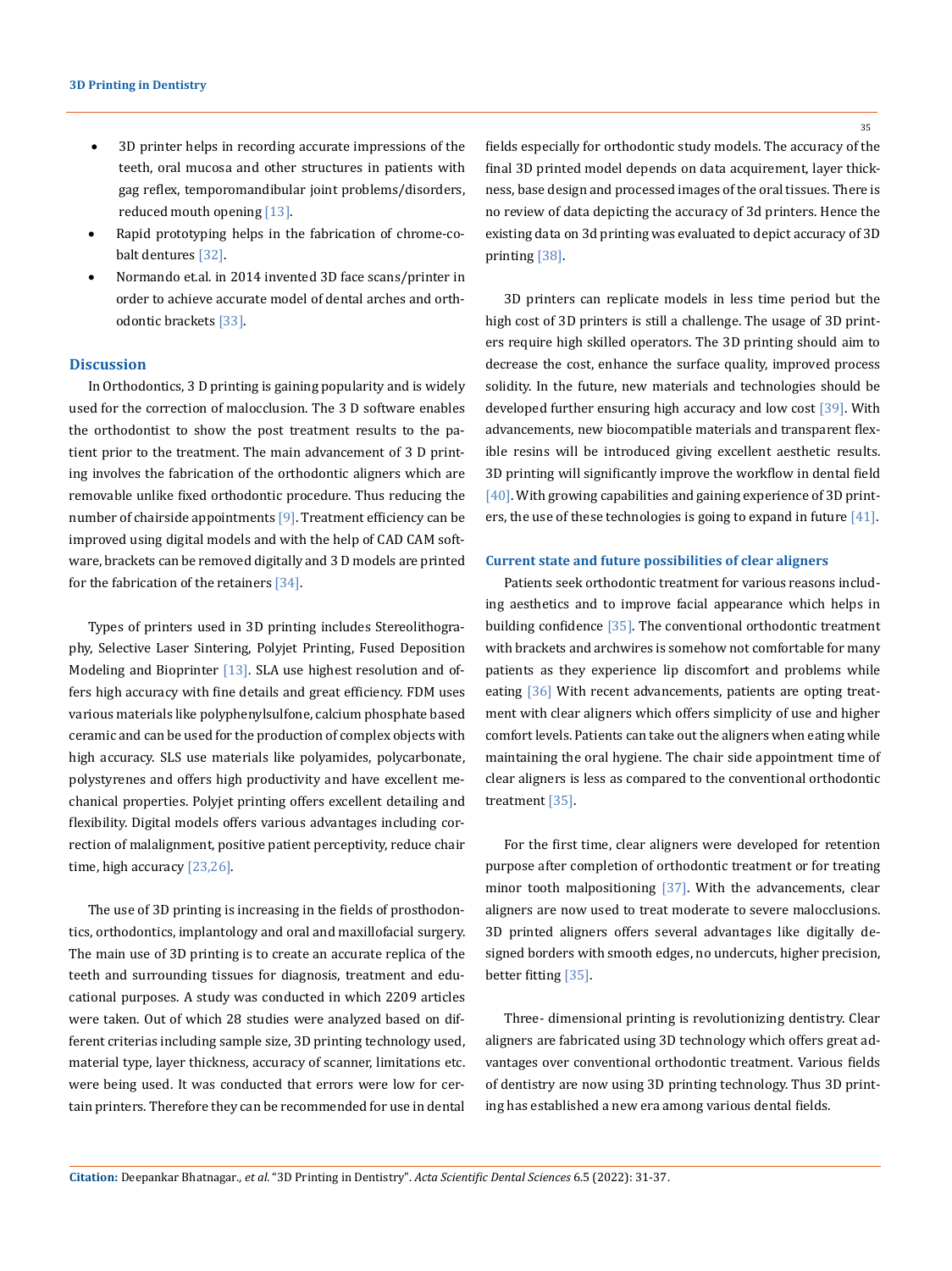- 3D printer helps in recording accurate impressions of the teeth, oral mucosa and other structures in patients with gag reflex, temporomandibular joint problems/disorders, reduced mouth opening [13].
- Rapid prototyping helps in the fabrication of chrome-cobalt dentures [32].
- Normando et.al. in 2014 invented 3D face scans/printer in order to achieve accurate model of dental arches and orthodontic brackets [33].

## Discussion

In Orthodontics, 3 D printing is gaining popularity and is widely used for the correction of malocclusion. The 3 D software enables the orthodontist to show the post treatment results to the patient prior to the treatment. The main advancement of 3 D printing involves the fabrication of the orthodontic aligners which are removable unlike fixed orthodontic procedure. Thus reducing the number of chairside appointments [9]. Treatment efficiency can be improved using digital models and with the help of CAD CAM software, brackets can be removed digitally and 3 D models are printed for the fabrication of the retainers [34].

Types of printers used in 3D printing includes Stereolithography, Selective Laser Sintering, Polyjet Printing, Fused Deposition Modeling and Bioprinter [13]. SLA use highest resolution and offers high accuracy with fine details and great efficiency. FDM uses various materials like polyphenylsulfone, calcium phosphate based ceramic and can be used for the production of complex objects with high accuracy. SLS use materials like polyamides, polycarbonate, polystyrenes and offers high productivity and have excellent mechanical properties. Polyjet printing offers excellent detailing and flexibility. Digital models offers various advantages including correction of malalignment, positive patient perceptivity, reduce chair time, high accuracy [23,26].

The use of 3D printing is increasing in the fields of prosthodontics, orthodontics, implantology and oral and maxillofacial surgery. The main use of 3D printing is to create an accurate replica of the teeth and surrounding tissues for diagnosis, treatment and educational purposes. A study was conducted in which 2209 articles were taken. Out of which 28 studies were analyzed based on different criterias including sample size, 3D printing technology used, material type, layer thickness, accuracy of scanner, limitations etc. were being used. It was conducted that errors were low for certain printers. Therefore they can be recommended for use in dental fields especially for orthodontic study models. The accuracy of the final 3D printed model depends on data acquirement, layer thickness, base design and processed images of the oral tissues. There is no review of data depicting the accuracy of 3d printers. Hence the existing data on 3d printing was evaluated to depict accuracy of 3D printing [38].

3D printers can replicate models in less time period but the high cost of 3D printers is still a challenge. The usage of 3D printers require high skilled operators. The 3D printing should aim to decrease the cost, enhance the surface quality, improved process solidity. In the future, new materials and technologies should be developed further ensuring high accuracy and low cost [39]. With advancements, new biocompatible materials and transparent flexible resins will be introduced giving excellent aesthetic results. 3D printing will significantly improve the workflow in dental field [40]. With growing capabilities and gaining experience of 3D printers, the use of these technologies is going to expand in future [41].

### Current state and future possibilities of clear aligners

Patients seek orthodontic treatment for various reasons including aesthetics and to improve facial appearance which helps in building confidence [35]. The conventional orthodontic treatment with brackets and archwires is somehow not comfortable for many patients as they experience lip discomfort and problems while eating [36] With recent advancements, patients are opting treatment with clear aligners which offers simplicity of use and higher comfort levels. Patients can take out the aligners when eating while maintaining the oral hygiene. The chair side appointment time of clear aligners is less as compared to the conventional orthodontic treatment [35].

For the first time, clear aligners were developed for retention purpose after completion of orthodontic treatment or for treating minor tooth malpositioning [37]. With the advancements, clear aligners are now used to treat moderate to severe malocclusions. 3D printed aligners offers several advantages like digitally designed borders with smooth edges, no undercuts, higher precision, better fitting [35].

Three- dimensional printing is revolutionizing dentistry. Clear aligners are fabricated using 3D technology which offers great advantages over conventional orthodontic treatment. Various fields of dentistry are now using 3D printing technology. Thus 3D printing has established a new era among various dental fields.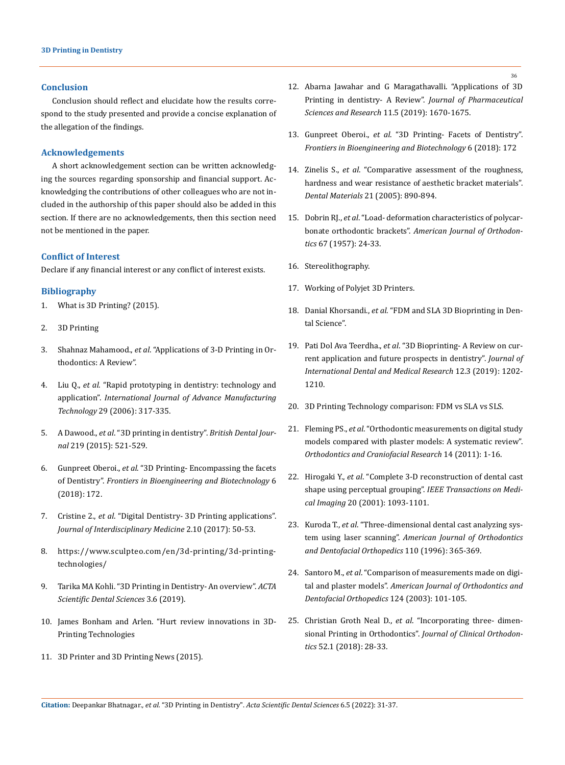## Conclusion

Conclusion should reflect and elucidate how the results correspond to the study presented and provide a concise explanation of the allegation of the findings.

## Acknowledgements

A short acknowledgement section can be written acknowledging the sources regarding sponsorship and financial support. Acknowledging the contributions of other colleagues who are not included in the authorship of this paper should also be added in this section. If there are no acknowledgements, then this section need not be mentioned in the paper.

## Conflict of Interest

Declare if any financial interest or any conflict of interest exists.

## Bibliography

1. What is 3D Printing? (2015).
2. 3D Printing
3. Shahnaz Mahamood., *et al*. "Applications of 3-D Printing in Orthodontics: A Review".
4. Liu Q., *et al.* "Rapid prototyping in dentistry: technology and application". *International Journal of Advance Manufacturing Technology* 29 (2006): 317-335.
5. A Dawood., *et al*. "3D printing in dentistry". *British Dental Journal* 219 (2015): 521-529.
6. Gunpreet Oberoi., *et al*. "3D Printing- Encompassing the facets of Dentistry". *Frontiers in Bioengineering and Biotechnology* 6 (2018): 172.
7. Cristine 2., *et al*. "Digital Dentistry- 3D Printing applications". *Journal of Interdisciplinary Medicine* 2.10 (2017): 50-53.
8. https://www.sculpteo.com/en/3d-printing/3d-printing-technologies/
9. Tarika MA Kohli. "3D Printing in Dentistry- An overview". *ACTA Scientific Dental Sciences* 3.6 (2019).
10. James Bonham and Arlen. "Hurt review innovations in 3D-Printing Technologies
11. 3D Printer and 3D Printing News (2015).
12. Abarna Jawahar and G Maragathavalli. "Applications of 3D Printing in dentistry- A Review". *Journal of Pharmaceutical Sciences and Research* 11.5 (2019): 1670-1675.
13. Gunpreet Oberoi., *et al*. "3D Printing- Facets of Dentistry". *Frontiers in Bioengineering and Biotechnology* 6 (2018): 172
14. Zinelis S., *et al*. "Comparative assessment of the roughness, hardness and wear resistance of aesthetic bracket materials". *Dental Materials* 21 (2005): 890-894.
15. Dobrin RJ., *et al*. "Load- deformation characteristics of polycarbonate orthodontic brackets". *American Journal of Orthodontics* 67 (1957): 24-33.
16. Stereolithography.
17. Working of Polyjet 3D Printers.
18. Danial Khorsandi., *et al*. "FDM and SLA 3D Bioprinting in Dental Science".
19. Pati Dol Ava Teerdha., *et al*. "3D Bioprinting- A Review on current application and future prospects in dentistry". *Journal of International Dental and Medical Research* 12.3 (2019): 1202-1210.
20. 3D Printing Technology comparison: FDM vs SLA vs SLS.
21. Fleming PS., *et al*. "Orthodontic measurements on digital study models compared with plaster models: A systematic review". *Orthodontics and Craniofacial Research* 14 (2011): 1-16.
22. Hirogaki Y., *et al*. "Complete 3-D reconstruction of dental cast shape using perceptual grouping". *IEEE Transactions on Medical Imaging* 20 (2001): 1093-1101.
23. Kuroda T., *et al*. "Three-dimensional dental cast analyzing system using laser scanning". *American Journal of Orthodontics and Dentofacial Orthopedics* 110 (1996): 365-369.
24. Santoro M., *et al*. "Comparison of measurements made on digital and plaster models". *American Journal of Orthodontics and Dentofacial Orthopedics* 124 (2003): 101-105.
25. Christian Groth Neal D., *et al*. "Incorporating three- dimensional Printing in Orthodontics". *Journal of Clinical Orthodontics* 52.1 (2018): 28-33.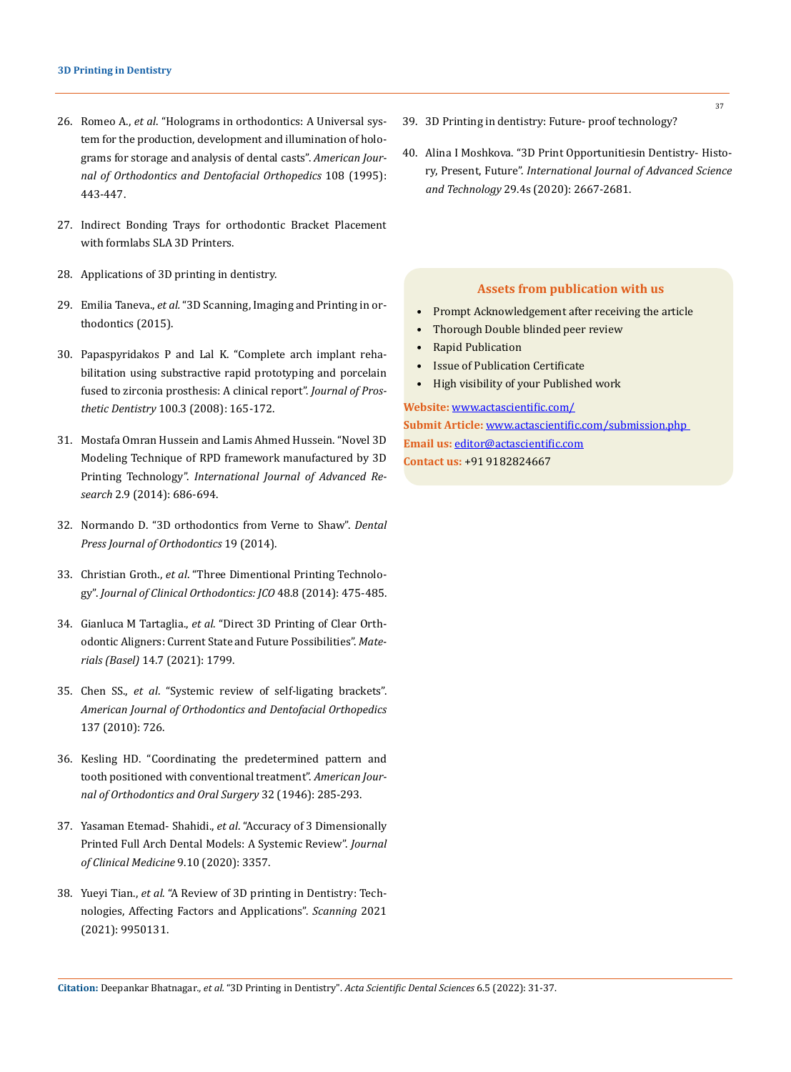26. Romeo A., *et al*. "Holograms in orthodontics: A Universal system for the production, development and illumination of holograms for storage and analysis of dental casts". *American Journal of Orthodontics and Dentofacial Orthopedics* 108 (1995): 443-447.

27. Indirect Bonding Trays for orthodontic Bracket Placement with formlabs SLA 3D Printers.

28. Applications of 3D printing in dentistry.

29. Emilia Taneva., *et al.* "3D Scanning, Imaging and Printing in orthodontics (2015).

30. Papaspyridakos P and Lal K. "Complete arch implant rehabilitation using substractive rapid prototyping and porcelain fused to zirconia prosthesis: A clinical report". *Journal of Prosthetic Dentistry* 100.3 (2008): 165-172.

31. Mostafa Omran Hussein and Lamis Ahmed Hussein. "Novel 3D Modeling Technique of RPD framework manufactured by 3D Printing Technology". *International Journal of Advanced Research* 2.9 (2014): 686-694.

32. Normando D. "3D orthodontics from Verne to Shaw". *Dental Press Journal of Orthodontics* 19 (2014).

33. Christian Groth., *et al*. "Three Dimentional Printing Technology". *Journal of Clinical Orthodontics: JCO* 48.8 (2014): 475-485.

34. Gianluca M Tartaglia., *et al*. "Direct 3D Printing of Clear Orthodontic Aligners: Current State and Future Possibilities". *Materials (Basel)* 14.7 (2021): 1799.

35. Chen SS., *et al*. "Systemic review of self-ligating brackets". *American Journal of Orthodontics and Dentofacial Orthopedics* 137 (2010): 726.

36. Kesling HD. "Coordinating the predetermined pattern and tooth positioned with conventional treatment". *American Journal of Orthodontics and Oral Surgery* 32 (1946): 285-293.

37. Yasaman Etemad- Shahidi., *et al.* "Accuracy of 3 Dimensionally Printed Full Arch Dental Models: A Systemic Review". *Journal of Clinical Medicine* 9.10 (2020): 3357.

38. Yueyi Tian., *et al*. "A Review of 3D printing in Dentistry: Technologies, Affecting Factors and Applications". *Scanning* 2021 (2021): 9950131.

39. 3D Printing in dentistry: Future- proof technology?

40. Alina I Moshkova. "3D Print Opportunitiesin Dentistry- History, Present, Future". *International Journal of Advanced Science and Technology* 29.4s (2020): 2667-2681.

**Assets from publication with us**

- Prompt Acknowledgement after receiving the article
- Thorough Double blinded peer review
- Rapid Publication
- Issue of Publication Certificate
- High visibility of your Published work

**Website:** www.actascientific.com/
**Submit Article:** www.actascientific.com/submission.php
**Email us:** editor@actascientific.com
**Contact us:** +91 9182824667